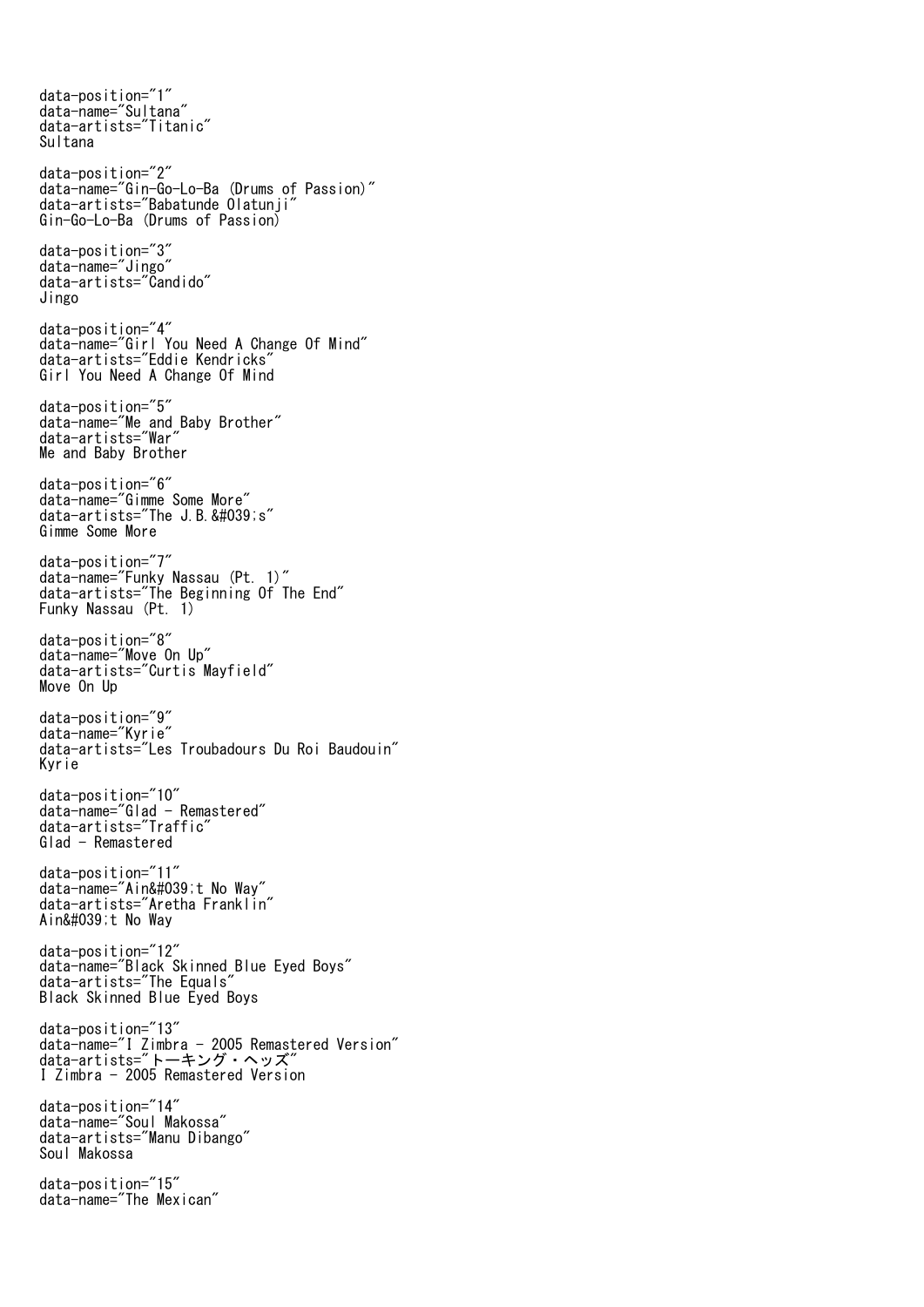data-position="1"
data-name="Sultana"
data-artists="Titanic"
Sultana

data-position="2"
data-name="Gin-Go-Lo-Ba (Drums of Passion)"
data-artists="Babatunde Olatunji"
Gin-Go-Lo-Ba (Drums of Passion)

data-position="3"
data-name="Jingo"
data-artists="Candido"
Jingo

data-position="4"
data-name="Girl You Need A Change Of Mind"
data-artists="Eddie Kendricks"
Girl You Need A Change Of Mind

data-position="5"
data-name="Me and Baby Brother"
data-artists="War"
Me and Baby Brother

data-position="6"
data-name="Gimme Some More"
data-artists="The J.B.&#039;s"
Gimme Some More

data-position="7"
data-name="Funky Nassau (Pt. 1)"
data-artists="The Beginning Of The End"
Funky Nassau (Pt. 1)

data-position="8"
data-name="Move On Up"
data-artists="Curtis Mayfield"
Move On Up

data-position="9"
data-name="Kyrie"
data-artists="Les Troubadours Du Roi Baudouin"
Kyrie

data-position="10"
data-name="Glad - Remastered"
data-artists="Traffic"
Glad - Remastered

data-position="11"
data-name="Ain&#039;t No Way"
data-artists="Aretha Franklin"
Ain&#039;t No Way

data-position="12"
data-name="Black Skinned Blue Eyed Boys"
data-artists="The Equals"
Black Skinned Blue Eyed Boys

data-position="13"
data-name="I Zimbra - 2005 Remastered Version"
data-artists="トーキング・ヘッズ"
I Zimbra - 2005 Remastered Version

data-position="14"
data-name="Soul Makossa"
data-artists="Manu Dibango"
Soul Makossa

data-position="15"
data-name="The Mexican"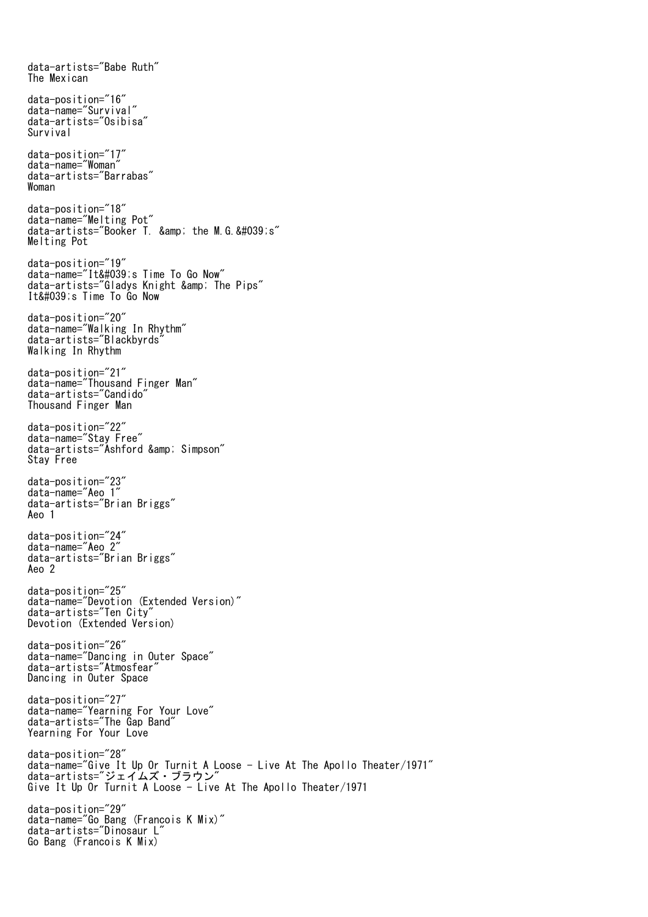data-artists="Babe Ruth"
The Mexican

data-position="16"
data-name="Survival"
data-artists="Osibisa"
Survival

data-position="17"
data-name="Woman"
data-artists="Barrabas"
Woman

data-position="18"
data-name="Melting Pot"
data-artists="Booker T. &amp; the M.G.&#039;s"
Melting Pot

data-position="19"
data-name="It&#039;s Time To Go Now"
data-artists="Gladys Knight &amp; The Pips"
It&#039;s Time To Go Now

data-position="20"
data-name="Walking In Rhythm"
data-artists="Blackbyrds"
Walking In Rhythm

data-position="21"
data-name="Thousand Finger Man"
data-artists="Candido"
Thousand Finger Man

data-position="22"
data-name="Stay Free"
data-artists="Ashford &amp; Simpson"
Stay Free

data-position="23"
data-name="Aeo 1"
data-artists="Brian Briggs"
Aeo 1

data-position="24"
data-name="Aeo 2"
data-artists="Brian Briggs"
Aeo 2

data-position="25"
data-name="Devotion (Extended Version)"
data-artists="Ten City"
Devotion (Extended Version)

data-position="26"
data-name="Dancing in Outer Space"
data-artists="Atmosfear"
Dancing in Outer Space

data-position="27"
data-name="Yearning For Your Love"
data-artists="The Gap Band"
Yearning For Your Love

data-position="28"
data-name="Give It Up Or Turnit A Loose - Live At The Apollo Theater/1971"
data-artists="ジェイムズ・ブラウン"
Give It Up Or Turnit A Loose - Live At The Apollo Theater/1971

data-position="29"
data-name="Go Bang (Francois K Mix)"
data-artists="Dinosaur L"
Go Bang (Francois K Mix)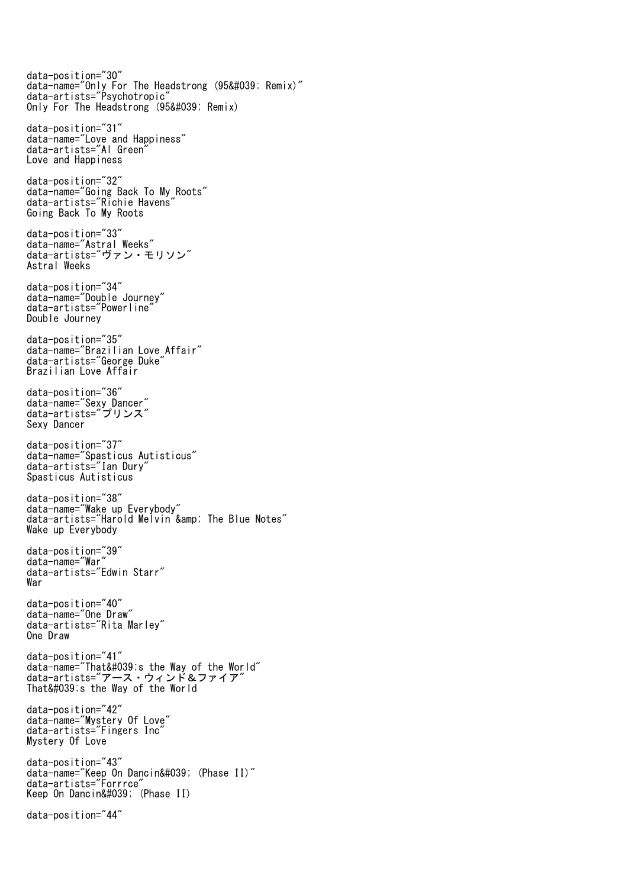data-position="30"
data-name="Only For The Headstrong (95&#039; Remix)"
data-artists="Psychotropic"
Only For The Headstrong (95&#039; Remix)

data-position="31"
data-name="Love and Happiness"
data-artists="Al Green"
Love and Happiness

data-position="32"
data-name="Going Back To My Roots"
data-artists="Richie Havens"
Going Back To My Roots

data-position="33"
data-name="Astral Weeks"
data-artists="ヴァン・モリソン"
Astral Weeks

data-position="34"
data-name="Double Journey"
data-artists="Powerline"
Double Journey

data-position="35"
data-name="Brazilian Love Affair"
data-artists="George Duke"
Brazilian Love Affair

data-position="36"
data-name="Sexy Dancer"
data-artists="プリンス"
Sexy Dancer

data-position="37"
data-name="Spasticus Autisticus"
data-artists="Ian Dury"
Spasticus Autisticus

data-position="38"
data-name="Wake up Everybody"
data-artists="Harold Melvin &amp; The Blue Notes"
Wake up Everybody

data-position="39"
data-name="War"
data-artists="Edwin Starr"
War

data-position="40"
data-name="One Draw"
data-artists="Rita Marley"
One Draw

data-position="41"
data-name="That&#039;s the Way of the World"
data-artists="アース・ウィンド＆ファイア"
That&#039;s the Way of the World

data-position="42"
data-name="Mystery Of Love"
data-artists="Fingers Inc"
Mystery Of Love

data-position="43"
data-name="Keep On Dancin&#039; (Phase II)"
data-artists="Forrrce"
Keep On Dancin&#039; (Phase II)

data-position="44"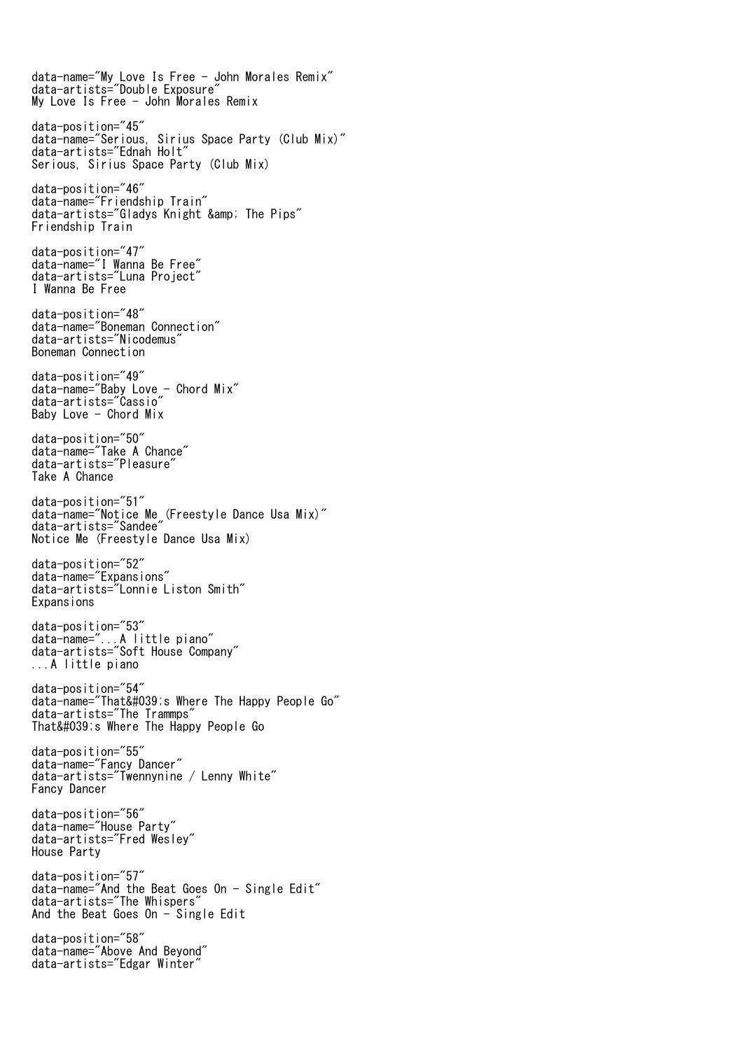data-name="My Love Is Free - John Morales Remix"
data-artists="Double Exposure"
My Love Is Free - John Morales Remix

data-position="45"
data-name="Serious, Sirius Space Party (Club Mix)"
data-artists="Ednah Holt"
Serious, Sirius Space Party (Club Mix)

data-position="46"
data-name="Friendship Train"
data-artists="Gladys Knight &amp; The Pips"
Friendship Train

data-position="47"
data-name="I Wanna Be Free"
data-artists="Luna Project"
I Wanna Be Free

data-position="48"
data-name="Boneman Connection"
data-artists="Nicodemus"
Boneman Connection

data-position="49"
data-name="Baby Love - Chord Mix"
data-artists="Cassio"
Baby Love - Chord Mix

data-position="50"
data-name="Take A Chance"
data-artists="Pleasure"
Take A Chance

data-position="51"
data-name="Notice Me (Freestyle Dance Usa Mix)"
data-artists="Sandee"
Notice Me (Freestyle Dance Usa Mix)

data-position="52"
data-name="Expansions"
data-artists="Lonnie Liston Smith"
Expansions

data-position="53"
data-name="...A little piano"
data-artists="Soft House Company"
...A little piano

data-position="54"
data-name="That&#039;s Where The Happy People Go"
data-artists="The Trammps"
That&#039;s Where The Happy People Go

data-position="55"
data-name="Fancy Dancer"
data-artists="Twennynine / Lenny White"
Fancy Dancer

data-position="56"
data-name="House Party"
data-artists="Fred Wesley"
House Party

data-position="57"
data-name="And the Beat Goes On - Single Edit"
data-artists="The Whispers"
And the Beat Goes On - Single Edit

data-position="58"
data-name="Above And Beyond"
data-artists="Edgar Winter"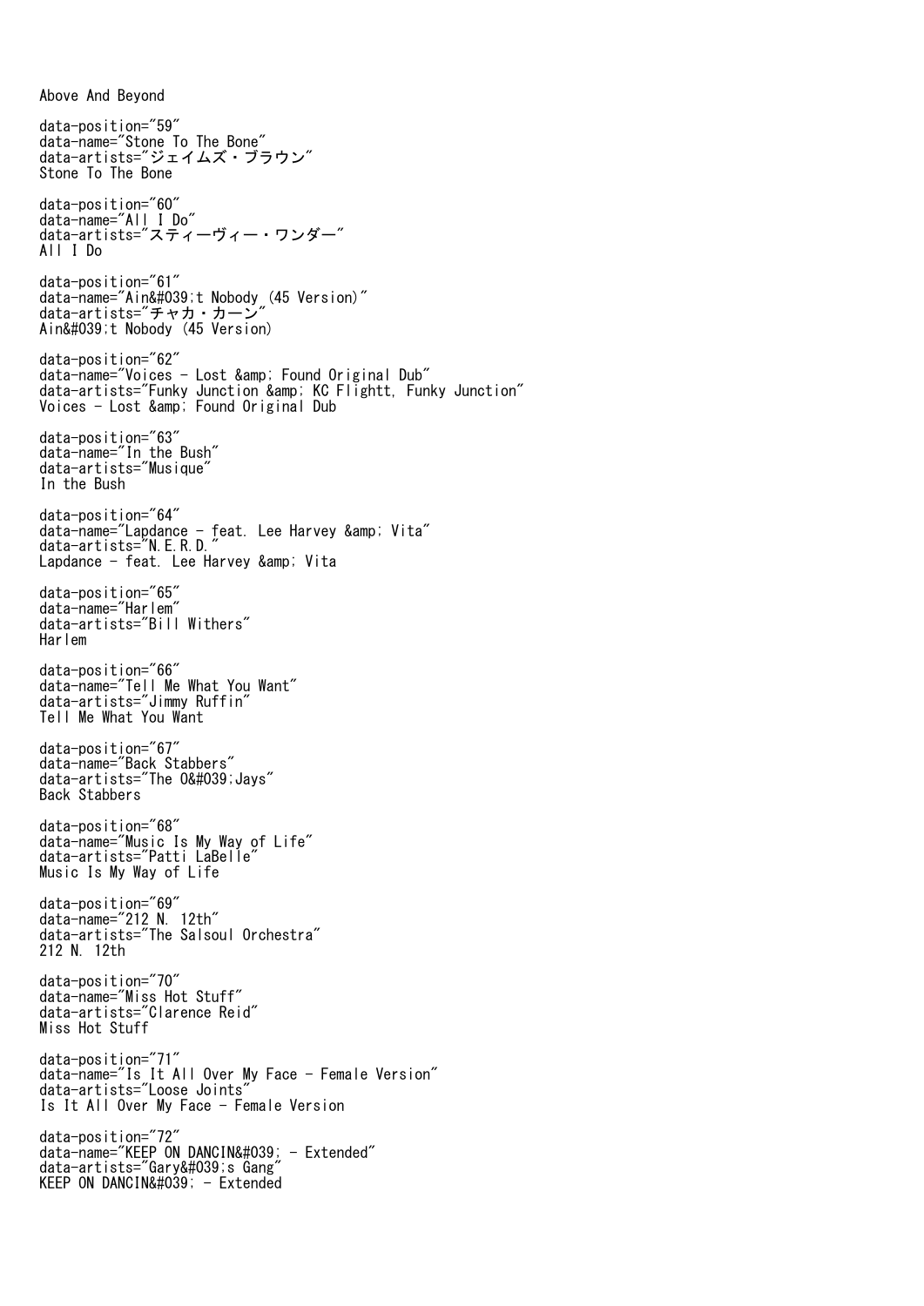Above And Beyond

data-position="59"
data-name="Stone To The Bone"
data-artists="ジェイムズ・ブラウン"
Stone To The Bone

data-position="60"
data-name="All I Do"
data-artists="スティーヴィー・ワンダー"
All I Do

data-position="61"
data-name="Ain&#039;t Nobody (45 Version)"
data-artists="チャカ・カーン"
Ain&#039;t Nobody (45 Version)

data-position="62"
data-name="Voices - Lost &amp; Found Original Dub"
data-artists="Funky Junction &amp; KC Flightt, Funky Junction"
Voices - Lost &amp; Found Original Dub

data-position="63"
data-name="In the Bush"
data-artists="Musique"
In the Bush

data-position="64"
data-name="Lapdance - feat. Lee Harvey &amp; Vita"
data-artists="N.E.R.D."
Lapdance - feat. Lee Harvey &amp; Vita

data-position="65"
data-name="Harlem"
data-artists="Bill Withers"
Harlem

data-position="66"
data-name="Tell Me What You Want"
data-artists="Jimmy Ruffin"
Tell Me What You Want

data-position="67"
data-name="Back Stabbers"
data-artists="The O&#039;Jays"
Back Stabbers

data-position="68"
data-name="Music Is My Way of Life"
data-artists="Patti LaBelle"
Music Is My Way of Life

data-position="69"
data-name="212 N. 12th"
data-artists="The Salsoul Orchestra"
212 N. 12th

data-position="70"
data-name="Miss Hot Stuff"
data-artists="Clarence Reid"
Miss Hot Stuff

data-position="71"
data-name="Is It All Over My Face - Female Version"
data-artists="Loose Joints"
Is It All Over My Face - Female Version

data-position="72"
data-name="KEEP ON DANCIN&#039; - Extended"
data-artists="Gary&#039;s Gang"
KEEP ON DANCIN&#039; - Extended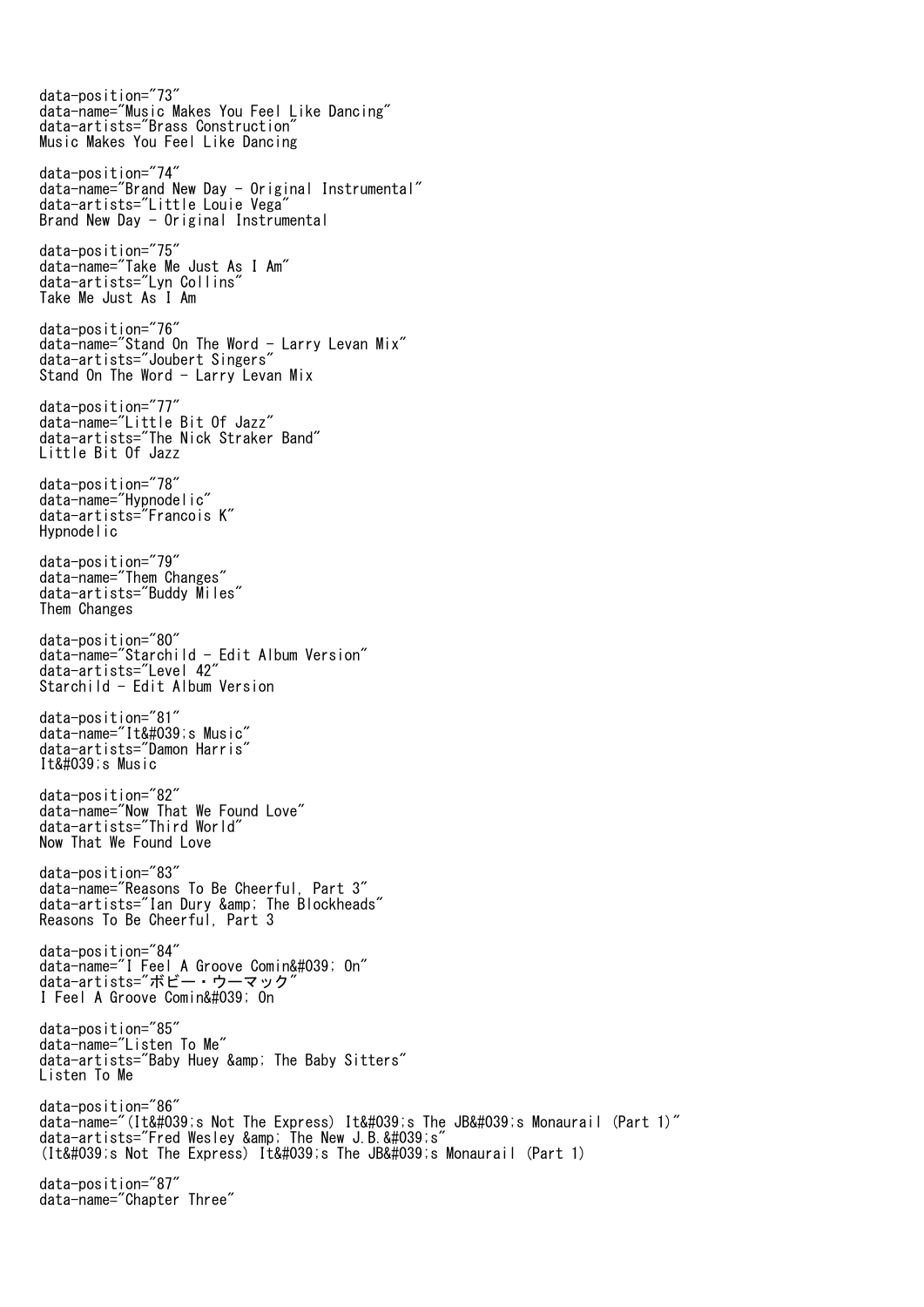data-position="73"
data-name="Music Makes You Feel Like Dancing"
data-artists="Brass Construction"
Music Makes You Feel Like Dancing

data-position="74"
data-name="Brand New Day - Original Instrumental"
data-artists="Little Louie Vega"
Brand New Day - Original Instrumental

data-position="75"
data-name="Take Me Just As I Am"
data-artists="Lyn Collins"
Take Me Just As I Am

data-position="76"
data-name="Stand On The Word - Larry Levan Mix"
data-artists="Joubert Singers"
Stand On The Word - Larry Levan Mix

data-position="77"
data-name="Little Bit Of Jazz"
data-artists="The Nick Straker Band"
Little Bit Of Jazz

data-position="78"
data-name="Hypnodelic"
data-artists="Francois K"
Hypnodelic

data-position="79"
data-name="Them Changes"
data-artists="Buddy Miles"
Them Changes

data-position="80"
data-name="Starchild - Edit Album Version"
data-artists="Level 42"
Starchild - Edit Album Version

data-position="81"
data-name="It&#039;s Music"
data-artists="Damon Harris"
It&#039;s Music

data-position="82"
data-name="Now That We Found Love"
data-artists="Third World"
Now That We Found Love

data-position="83"
data-name="Reasons To Be Cheerful, Part 3"
data-artists="Ian Dury &amp; The Blockheads"
Reasons To Be Cheerful, Part 3

data-position="84"
data-name="I Feel A Groove Comin&#039; On"
data-artists="ボビー・ウーマック"
I Feel A Groove Comin&#039; On

data-position="85"
data-name="Listen To Me"
data-artists="Baby Huey &amp; The Baby Sitters"
Listen To Me

data-position="86"
data-name="(It&#039;s Not The Express) It&#039;s The JB&#039;s Monaurail (Part 1)"
data-artists="Fred Wesley &amp; The New J.B.&#039;s"
(It&#039;s Not The Express) It&#039;s The JB&#039;s Monaurail (Part 1)

data-position="87"
data-name="Chapter Three"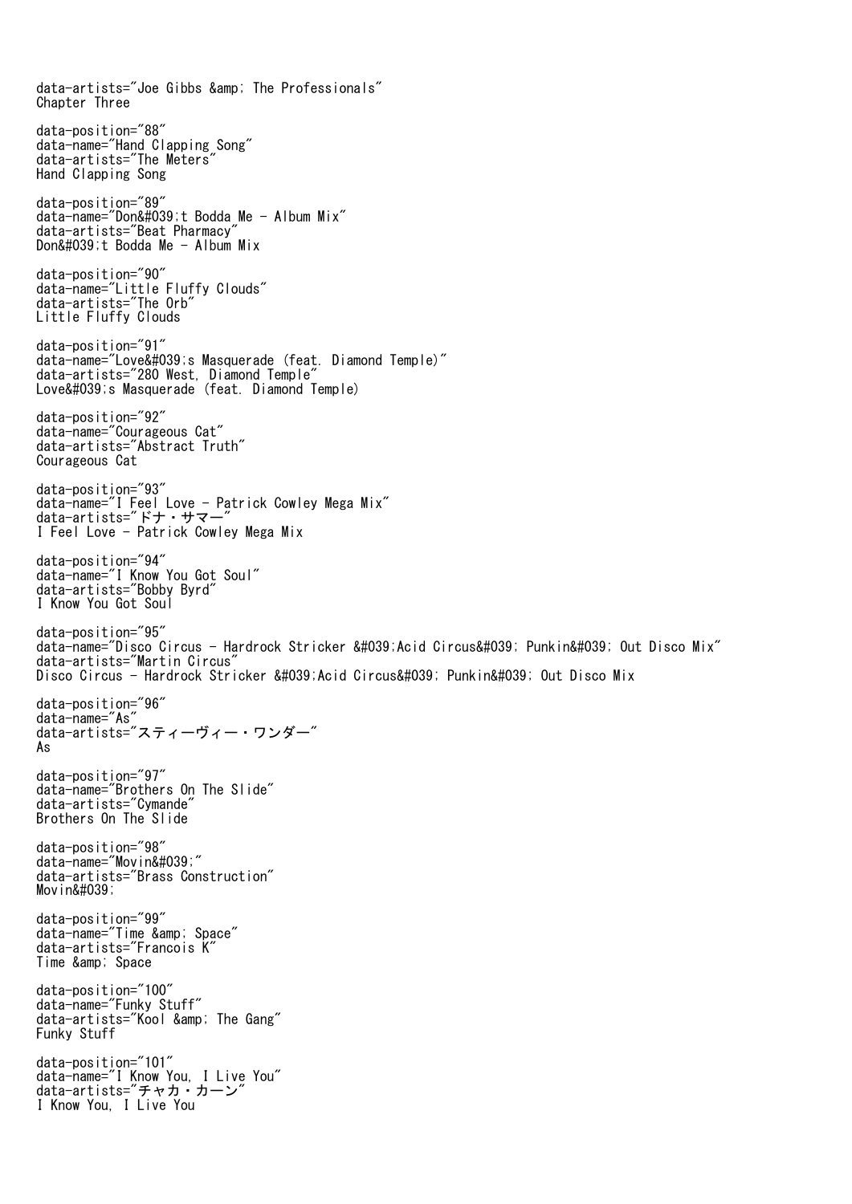data-artists="Joe Gibbs &amp; The Professionals"
Chapter Three

data-position="88"
data-name="Hand Clapping Song"
data-artists="The Meters"
Hand Clapping Song

data-position="89"
data-name="Don&#039;t Bodda Me - Album Mix"
data-artists="Beat Pharmacy"
Don&#039;t Bodda Me - Album Mix

data-position="90"
data-name="Little Fluffy Clouds"
data-artists="The Orb"
Little Fluffy Clouds

data-position="91"
data-name="Love&#039;s Masquerade (feat. Diamond Temple)"
data-artists="280 West, Diamond Temple"
Love&#039;s Masquerade (feat. Diamond Temple)

data-position="92"
data-name="Courageous Cat"
data-artists="Abstract Truth"
Courageous Cat

data-position="93"
data-name="I Feel Love - Patrick Cowley Mega Mix"
data-artists="ドナ・サマー"
I Feel Love - Patrick Cowley Mega Mix

data-position="94"
data-name="I Know You Got Soul"
data-artists="Bobby Byrd"
I Know You Got Soul

data-position="95"
data-name="Disco Circus - Hardrock Stricker &#039;Acid Circus&#039; Punkin&#039; Out Disco Mix"
data-artists="Martin Circus"
Disco Circus - Hardrock Stricker &#039;Acid Circus&#039; Punkin&#039; Out Disco Mix

data-position="96"
data-name="As"
data-artists="スティーヴィー・ワンダー"
As

data-position="97"
data-name="Brothers On The Slide"
data-artists="Cymande"
Brothers On The Slide

data-position="98"
data-name="Movin&#039;"
data-artists="Brass Construction"
Movin&#039;

data-position="99"
data-name="Time &amp; Space"
data-artists="Francois K"
Time &amp; Space

data-position="100"
data-name="Funky Stuff"
data-artists="Kool &amp; The Gang"
Funky Stuff

data-position="101"
data-name="I Know You, I Live You"
data-artists="チャカ・カーン"
I Know You, I Live You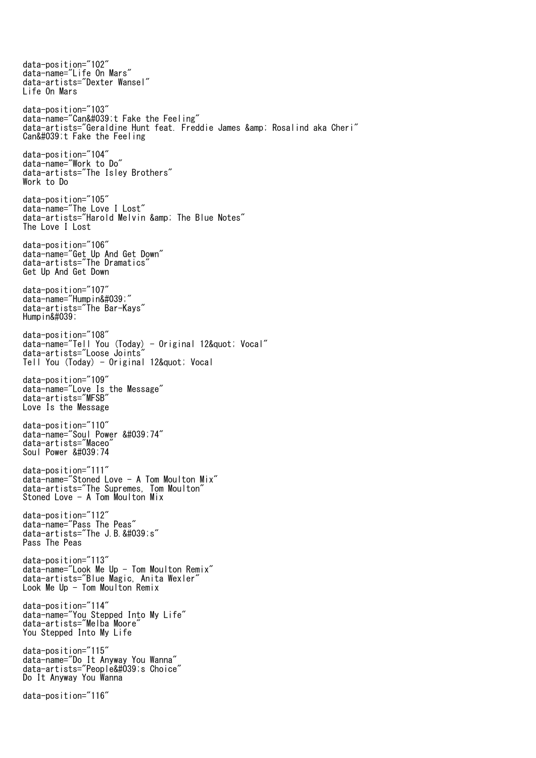```
data-position="102"
data-name="Life On Mars"
data-artists="Dexter Wansel"
Life On Mars

data-position="103"
data-name="Can&#039;t Fake the Feeling"
data-artists="Geraldine Hunt feat. Freddie James &amp; Rosalind aka Cheri"
Can&#039;t Fake the Feeling

data-position="104"
data-name="Work to Do"
data-artists="The Isley Brothers"
Work to Do

data-position="105"
data-name="The Love I Lost"
data-artists="Harold Melvin &amp; The Blue Notes"
The Love I Lost

data-position="106"
data-name="Get Up And Get Down"
data-artists="The Dramatics"
Get Up And Get Down

data-position="107"
data-name="Humpin&#039;"
data-artists="The Bar-Kays"
Humpin&#039;

data-position="108"
data-name="Tell You (Today) - Original 12&quot; Vocal"
data-artists="Loose Joints"
Tell You (Today) - Original 12&quot; Vocal

data-position="109"
data-name="Love Is the Message"
data-artists="MFSB"
Love Is the Message

data-position="110"
data-name="Soul Power &#039;74"
data-artists="Maceo"
Soul Power &#039;74

data-position="111"
data-name="Stoned Love - A Tom Moulton Mix"
data-artists="The Supremes, Tom Moulton"
Stoned Love - A Tom Moulton Mix

data-position="112"
data-name="Pass The Peas"
data-artists="The J.B.&#039;s"
Pass The Peas

data-position="113"
data-name="Look Me Up - Tom Moulton Remix"
data-artists="Blue Magic, Anita Wexler"
Look Me Up - Tom Moulton Remix

data-position="114"
data-name="You Stepped Into My Life"
data-artists="Melba Moore"
You Stepped Into My Life

data-position="115"
data-name="Do It Anyway You Wanna"
data-artists="People&#039;s Choice"
Do It Anyway You Wanna

data-position="116"
```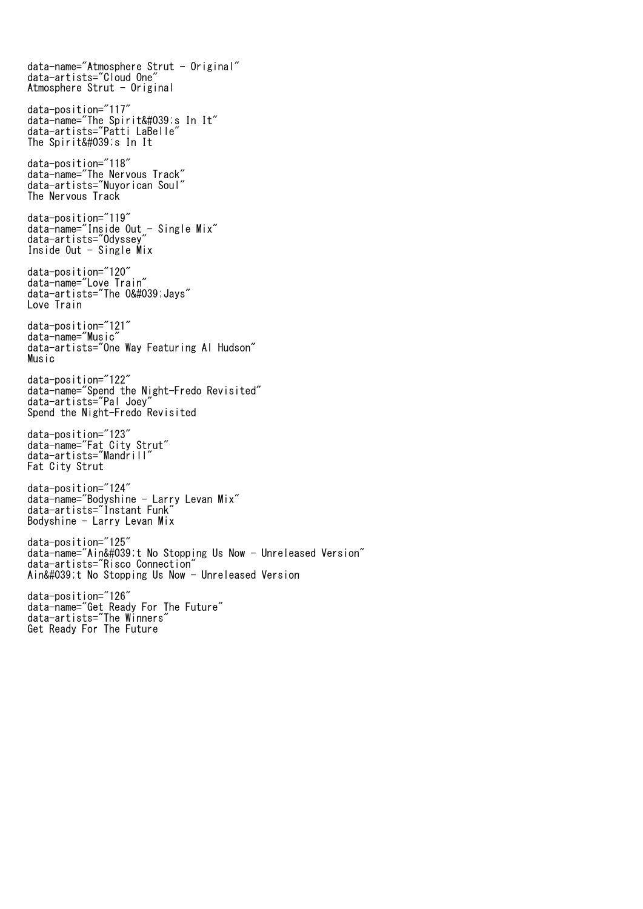data-name="Atmosphere Strut - Original"
data-artists="Cloud One"
Atmosphere Strut - Original

data-position="117"
data-name="The Spirit&#039;s In It"
data-artists="Patti LaBelle"
The Spirit&#039;s In It

data-position="118"
data-name="The Nervous Track"
data-artists="Nuyorican Soul"
The Nervous Track

data-position="119"
data-name="Inside Out - Single Mix"
data-artists="Odyssey"
Inside Out - Single Mix

data-position="120"
data-name="Love Train"
data-artists="The O&#039;Jays"
Love Train

data-position="121"
data-name="Music"
data-artists="One Way Featuring Al Hudson"
Music

data-position="122"
data-name="Spend the Night-Fredo Revisited"
data-artists="Pal Joey"
Spend the Night-Fredo Revisited

data-position="123"
data-name="Fat City Strut"
data-artists="Mandrill"
Fat City Strut

data-position="124"
data-name="Bodyshine - Larry Levan Mix"
data-artists="Instant Funk"
Bodyshine - Larry Levan Mix

data-position="125"
data-name="Ain&#039;t No Stopping Us Now - Unreleased Version"
data-artists="Risco Connection"
Ain&#039;t No Stopping Us Now - Unreleased Version

data-position="126"
data-name="Get Ready For The Future"
data-artists="The Winners"
Get Ready For The Future